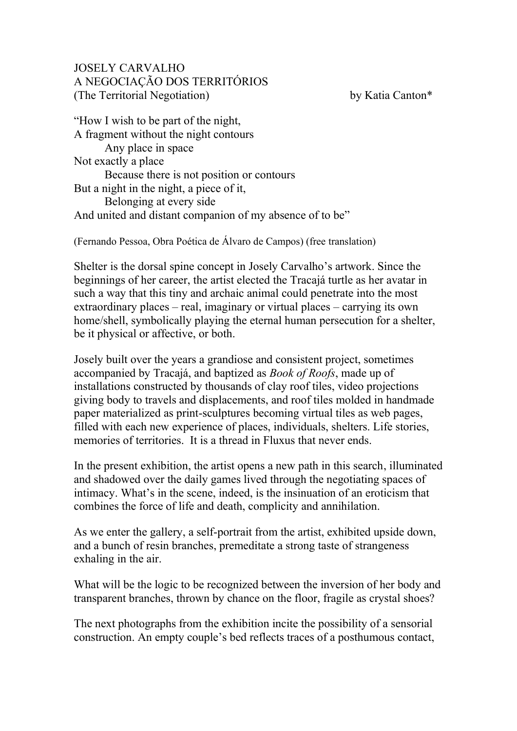JOSELY CARVALHO
A NEGOCIAÇÃO DOS TERRITÓRIOS
(The Territorial Negotiation) by Katia Canton*

"How I wish to be part of the night,
A fragment without the night contours
    Any place in space
Not exactly a place
    Because there is not position or contours
But a night in the night, a piece of it,
    Belonging at every side
And united and distant companion of my absence of to be"

(Fernando Pessoa, Obra Poética de Álvaro de Campos) (free translation)

Shelter is the dorsal spine concept in Josely Carvalho's artwork. Since the beginnings of her career, the artist elected the Tracajá turtle as her avatar in such a way that this tiny and archaic animal could penetrate into the most extraordinary places – real, imaginary or virtual places – carrying its own home/shell, symbolically playing the eternal human persecution for a shelter, be it physical or affective, or both.

Josely built over the years a grandiose and consistent project, sometimes accompanied by Tracajá, and baptized as *Book of Roofs*, made up of installations constructed by thousands of clay roof tiles, video projections giving body to travels and displacements, and roof tiles molded in handmade paper materialized as print-sculptures becoming virtual tiles as web pages, filled with each new experience of places, individuals, shelters. Life stories, memories of territories. It is a thread in Fluxus that never ends.

In the present exhibition, the artist opens a new path in this search, illuminated and shadowed over the daily games lived through the negotiating spaces of intimacy. What's in the scene, indeed, is the insinuation of an eroticism that combines the force of life and death, complicity and annihilation.

As we enter the gallery, a self-portrait from the artist, exhibited upside down, and a bunch of resin branches, premeditate a strong taste of strangeness exhaling in the air.

What will be the logic to be recognized between the inversion of her body and transparent branches, thrown by chance on the floor, fragile as crystal shoes?

The next photographs from the exhibition incite the possibility of a sensorial construction. An empty couple's bed reflects traces of a posthumous contact,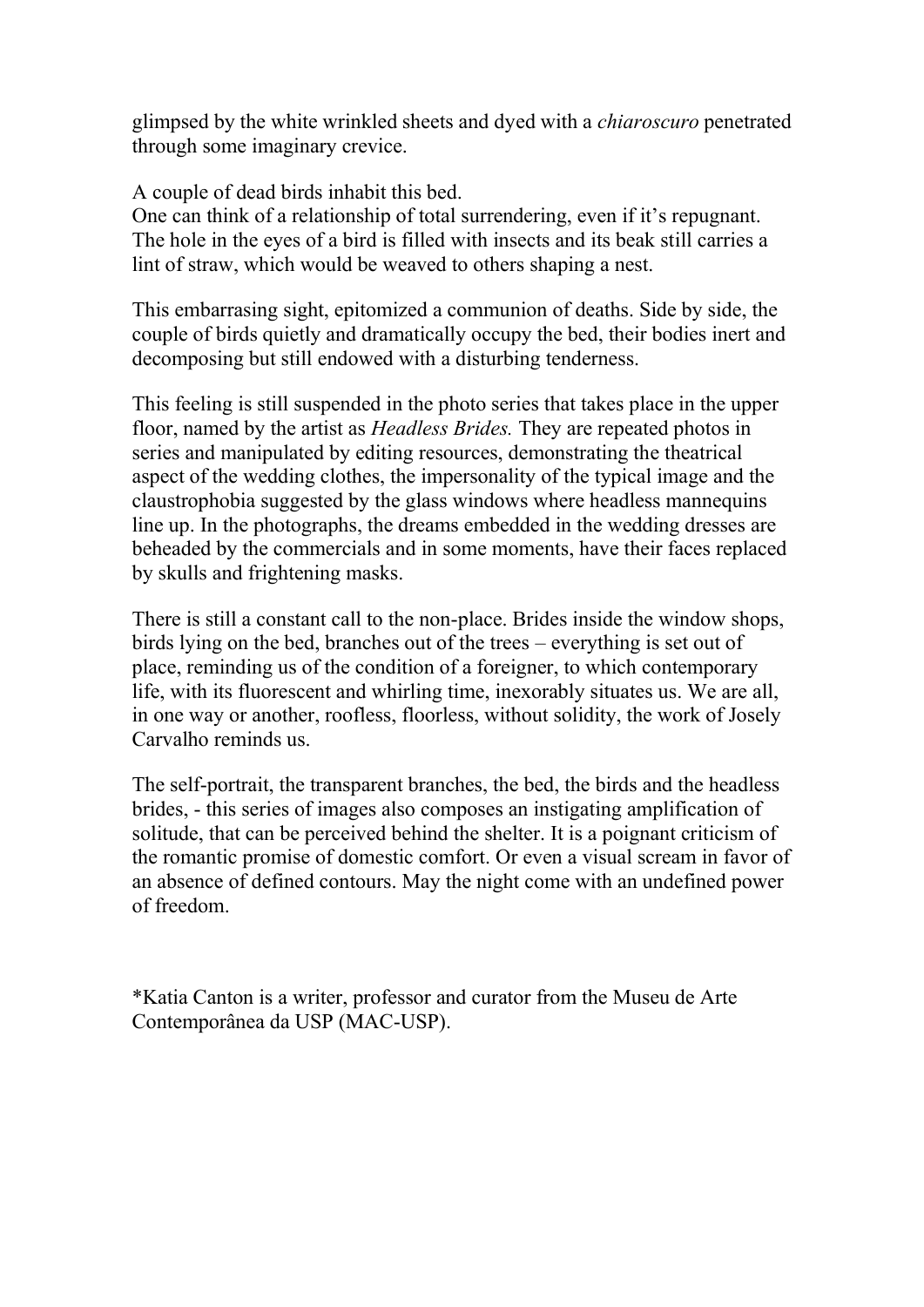glimpsed by the white wrinkled sheets and dyed with a *chiaroscuro* penetrated through some imaginary crevice.

A couple of dead birds inhabit this bed.
One can think of a relationship of total surrendering, even if it's repugnant. The hole in the eyes of a bird is filled with insects and its beak still carries a lint of straw, which would be weaved to others shaping a nest.

This embarrasing sight, epitomized a communion of deaths. Side by side, the couple of birds quietly and dramatically occupy the bed, their bodies inert and decomposing but still endowed with a disturbing tenderness.

This feeling is still suspended in the photo series that takes place in the upper floor, named by the artist as *Headless Brides.* They are repeated photos in series and manipulated by editing resources, demonstrating the theatrical aspect of the wedding clothes, the impersonality of the typical image and the claustrophobia suggested by the glass windows where headless mannequins line up. In the photographs, the dreams embedded in the wedding dresses are beheaded by the commercials and in some moments, have their faces replaced by skulls and frightening masks.

There is still a constant call to the non-place. Brides inside the window shops, birds lying on the bed, branches out of the trees – everything is set out of place, reminding us of the condition of a foreigner, to which contemporary life, with its fluorescent and whirling time, inexorably situates us. We are all, in one way or another, roofless, floorless, without solidity, the work of Josely Carvalho reminds us.

The self-portrait, the transparent branches, the bed, the birds and the headless brides, - this series of images also composes an instigating amplification of solitude, that can be perceived behind the shelter. It is a poignant criticism of the romantic promise of domestic comfort. Or even a visual scream in favor of an absence of defined contours. May the night come with an undefined power of freedom.

*Katia Canton is a writer, professor and curator from the Museu de Arte Contemporânea da USP (MAC-USP).